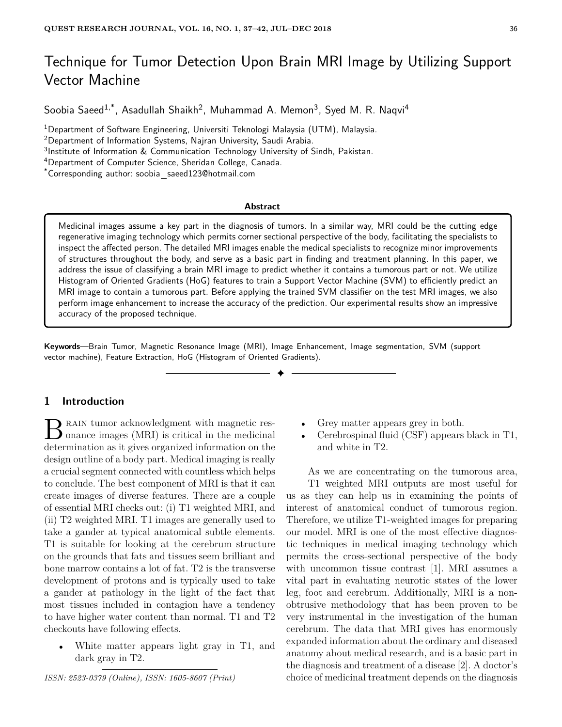# Technique for Tumor Detection Upon Brain MRI Image by Utilizing Support Vector Machine

Soobia Saeed[1,*], Asadullah Shaikh[2], Muhammad A. Memon[3], Syed M. R. Naqvi[4]

[1]Department of Software Engineering, Universiti Teknologi Malaysia (UTM), Malaysia.
[2]Department of Information Systems, Najran University, Saudi Arabia.
[3]Institute of Information & Communication Technology University of Sindh, Pakistan.
[4]Department of Computer Science, Sheridan College, Canada.
[*]Corresponding author: soobia_saeed123@hotmail.com

**Abstract**

Medicinal images assume a key part in the diagnosis of tumors. In a similar way, MRI could be the cutting edge regenerative imaging technology which permits corner sectional perspective of the body, facilitating the specialists to inspect the affected person. The detailed MRI images enable the medical specialists to recognize minor improvements of structures throughout the body, and serve as a basic part in finding and treatment planning. In this paper, we address the issue of classifying a brain MRI image to predict whether it contains a tumorous part or not. We utilize Histogram of Oriented Gradients (HoG) features to train a Support Vector Machine (SVM) to efficiently predict an MRI image to contain a tumorous part. Before applying the trained SVM classifier on the test MRI images, we also perform image enhancement to increase the accuracy of the prediction. Our experimental results show an impressive accuracy of the proposed technique.

**Keywords**—Brain Tumor, Magnetic Resonance Image (MRI), Image Enhancement, Image segmentation, SVM (support vector machine), Feature Extraction, HoG (Histogram of Oriented Gradients).

## 1 Introduction

Brain tumor acknowledgment with magnetic resonance images (MRI) is critical in the medicinal determination as it gives organized information on the design outline of a body part. Medical imaging is really a crucial segment connected with countless which helps to conclude. The best component of MRI is that it can create images of diverse features. There are a couple of essential MRI checks out: (i) T1 weighted MRI, and (ii) T2 weighted MRI. T1 images are generally used to take a gander at typical anatomical subtle elements. T1 is suitable for looking at the cerebrum structure on the grounds that fats and tissues seem brilliant and bone marrow contains a lot of fat. T2 is the transverse development of protons and is typically used to take a gander at pathology in the light of the fact that most tissues included in contagion have a tendency to have higher water content than normal. T1 and T2 checkouts have following effects.

- White matter appears light gray in T1, and dark gray in T2.
- Grey matter appears grey in both.
- Cerebrospinal fluid (CSF) appears black in T1, and white in T2.

As we are concentrating on the tumorous area, T1 weighted MRI outputs are most useful for us as they can help us in examining the points of interest of anatomical conduct of tumorous region. Therefore, we utilize T1-weighted images for preparing our model. MRI is one of the most effective diagnostic techniques in medical imaging technology which permits the cross-sectional perspective of the body with uncommon tissue contrast [1]. MRI assumes a vital part in evaluating neurotic states of the lower leg, foot and cerebrum. Additionally, MRI is a non-obtrusive methodology that has been proven to be very instrumental in the investigation of the human cerebrum. The data that MRI gives has enormously expanded information about the ordinary and diseased anatomy about medical research, and is a basic part in the diagnosis and treatment of a disease [2]. A doctor's choice of medicinal treatment depends on the diagnosis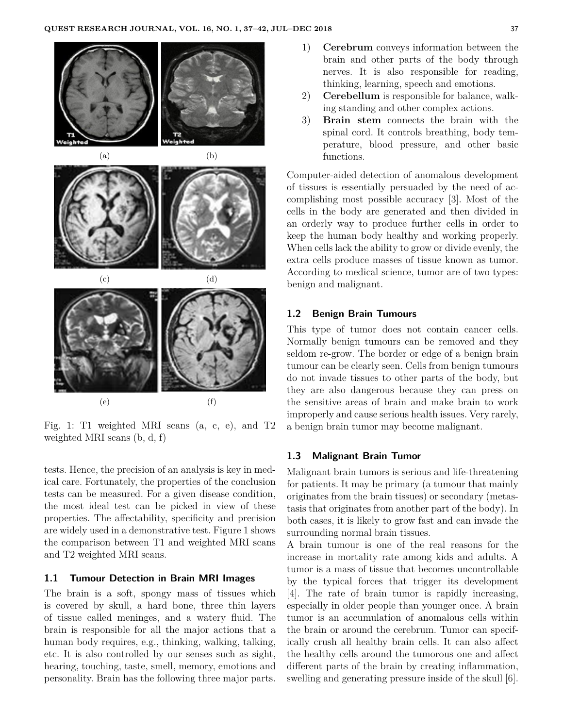(a) (b)

(c) (d)

(e) (f)

Fig. 1: T1 weighted MRI scans (a, c, e), and T2 weighted MRI scans (b, d, f)

tests. Hence, the precision of an analysis is key in medical care. Fortunately, the properties of the conclusion tests can be measured. For a given disease condition, the most ideal test can be picked in view of these properties. The affectability, specificity and precision are widely used in a demonstrative test. Figure 1 shows the comparison between T1 and weighted MRI scans and T2 weighted MRI scans.

### 1.1 Tumour Detection in Brain MRI Images

The brain is a soft, spongy mass of tissues which is covered by skull, a hard bone, three thin layers of tissue called meninges, and a watery fluid. The brain is responsible for all the major actions that a human body requires, e.g., thinking, walking, talking, etc. It is also controlled by our senses such as sight, hearing, touching, taste, smell, memory, emotions and personality. Brain has the following three major parts.

1) **Cerebrum** conveys information between the brain and other parts of the body through nerves. It is also responsible for reading, thinking, learning, speech and emotions.
2) **Cerebellum** is responsible for balance, walking standing and other complex actions.
3) **Brain stem** connects the brain with the spinal cord. It controls breathing, body temperature, blood pressure, and other basic functions.

Computer-aided detection of anomalous development of tissues is essentially persuaded by the need of accomplishing most possible accuracy [3]. Most of the cells in the body are generated and then divided in an orderly way to produce further cells in order to keep the human body healthy and working properly. When cells lack the ability to grow or divide evenly, the extra cells produce masses of tissue known as tumor. According to medical science, tumor are of two types: benign and malignant.

### 1.2 Benign Brain Tumours

This type of tumor does not contain cancer cells. Normally benign tumours can be removed and they seldom re-grow. The border or edge of a benign brain tumour can be clearly seen. Cells from benign tumours do not invade tissues to other parts of the body, but they are also dangerous because they can press on the sensitive areas of brain and make brain to work improperly and cause serious health issues. Very rarely, a benign brain tumor may become malignant.

### 1.3 Malignant Brain Tumor

Malignant brain tumors is serious and life-threatening for patients. It may be primary (a tumour that mainly originates from the brain tissues) or secondary (metastasis that originates from another part of the body). In both cases, it is likely to grow fast and can invade the surrounding normal brain tissues.

A brain tumour is one of the real reasons for the increase in mortality rate among kids and adults. A tumor is a mass of tissue that becomes uncontrollable by the typical forces that trigger its development [4]. The rate of brain tumor is rapidly increasing, especially in older people than younger once. A brain tumor is an accumulation of anomalous cells within the brain or around the cerebrum. Tumor can specifically crush all healthy brain cells. It can also affect the healthy cells around the tumorous one and affect different parts of the brain by creating inflammation, swelling and generating pressure inside of the skull [6].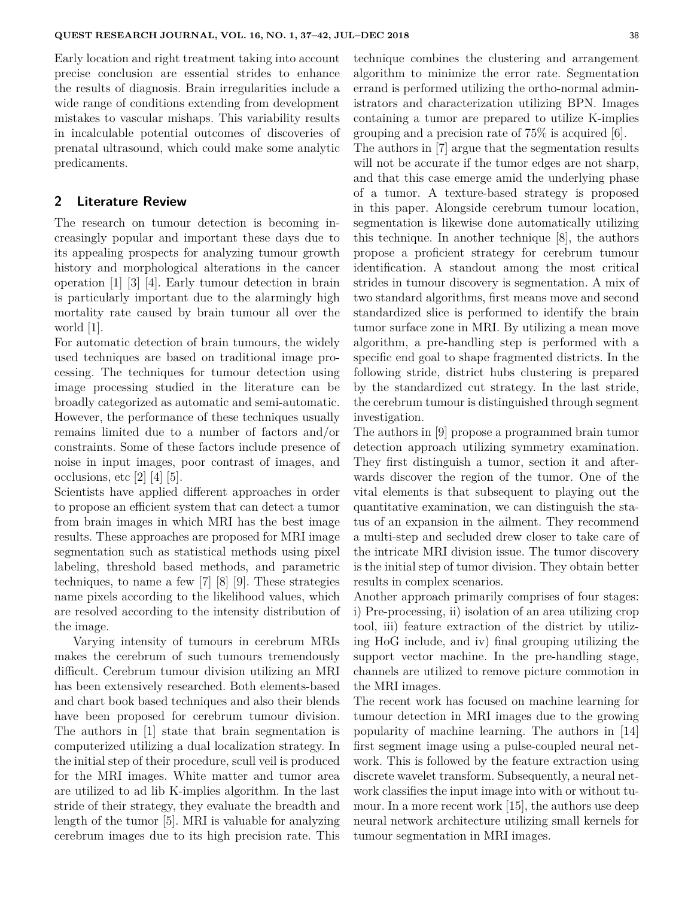Early location and right treatment taking into account precise conclusion are essential strides to enhance the results of diagnosis. Brain irregularities include a wide range of conditions extending from development mistakes to vascular mishaps. This variability results in incalculable potential outcomes of discoveries of prenatal ultrasound, which could make some analytic predicaments.

## 2 Literature Review

The research on tumour detection is becoming increasingly popular and important these days due to its appealing prospects for analyzing tumour growth history and morphological alterations in the cancer operation [1] [3] [4]. Early tumour detection in brain is particularly important due to the alarmingly high mortality rate caused by brain tumour all over the world [1].

For automatic detection of brain tumours, the widely used techniques are based on traditional image processing. The techniques for tumour detection using image processing studied in the literature can be broadly categorized as automatic and semi-automatic. However, the performance of these techniques usually remains limited due to a number of factors and/or constraints. Some of these factors include presence of noise in input images, poor contrast of images, and occlusions, etc [2] [4] [5].

Scientists have applied different approaches in order to propose an efficient system that can detect a tumor from brain images in which MRI has the best image results. These approaches are proposed for MRI image segmentation such as statistical methods using pixel labeling, threshold based methods, and parametric techniques, to name a few [7] [8] [9]. These strategies name pixels according to the likelihood values, which are resolved according to the intensity distribution of the image.

Varying intensity of tumours in cerebrum MRIs makes the cerebrum of such tumours tremendously difficult. Cerebrum tumour division utilizing an MRI has been extensively researched. Both elements-based and chart book based techniques and also their blends have been proposed for cerebrum tumour division. The authors in [1] state that brain segmentation is computerized utilizing a dual localization strategy. In the initial step of their procedure, scull veil is produced for the MRI images. White matter and tumor area are utilized to ad lib K-implies algorithm. In the last stride of their strategy, they evaluate the breadth and length of the tumor [5]. MRI is valuable for analyzing cerebrum images due to its high precision rate. This technique combines the clustering and arrangement algorithm to minimize the error rate. Segmentation errand is performed utilizing the ortho-normal administrators and characterization utilizing BPN. Images containing a tumor are prepared to utilize K-implies grouping and a precision rate of 75% is acquired [6].

The authors in [7] argue that the segmentation results will not be accurate if the tumor edges are not sharp, and that this case emerge amid the underlying phase of a tumor. A texture-based strategy is proposed in this paper. Alongside cerebrum tumour location, segmentation is likewise done automatically utilizing this technique. In another technique [8], the authors propose a proficient strategy for cerebrum tumour identification. A standout among the most critical strides in tumour discovery is segmentation. A mix of two standard algorithms, first means move and second standardized slice is performed to identify the brain tumor surface zone in MRI. By utilizing a mean move algorithm, a pre-handling step is performed with a specific end goal to shape fragmented districts. In the following stride, district hubs clustering is prepared by the standardized cut strategy. In the last stride, the cerebrum tumour is distinguished through segment investigation.

The authors in [9] propose a programmed brain tumor detection approach utilizing symmetry examination. They first distinguish a tumor, section it and afterwards discover the region of the tumor. One of the vital elements is that subsequent to playing out the quantitative examination, we can distinguish the status of an expansion in the ailment. They recommend a multi-step and secluded drew closer to take care of the intricate MRI division issue. The tumor discovery is the initial step of tumor division. They obtain better results in complex scenarios.

Another approach primarily comprises of four stages: i) Pre-processing, ii) isolation of an area utilizing crop tool, iii) feature extraction of the district by utilizing HoG include, and iv) final grouping utilizing the support vector machine. In the pre-handling stage, channels are utilized to remove picture commotion in the MRI images.

The recent work has focused on machine learning for tumour detection in MRI images due to the growing popularity of machine learning. The authors in [14] first segment image using a pulse-coupled neural network. This is followed by the feature extraction using discrete wavelet transform. Subsequently, a neural network classifies the input image into with or without tumour. In a more recent work [15], the authors use deep neural network architecture utilizing small kernels for tumour segmentation in MRI images.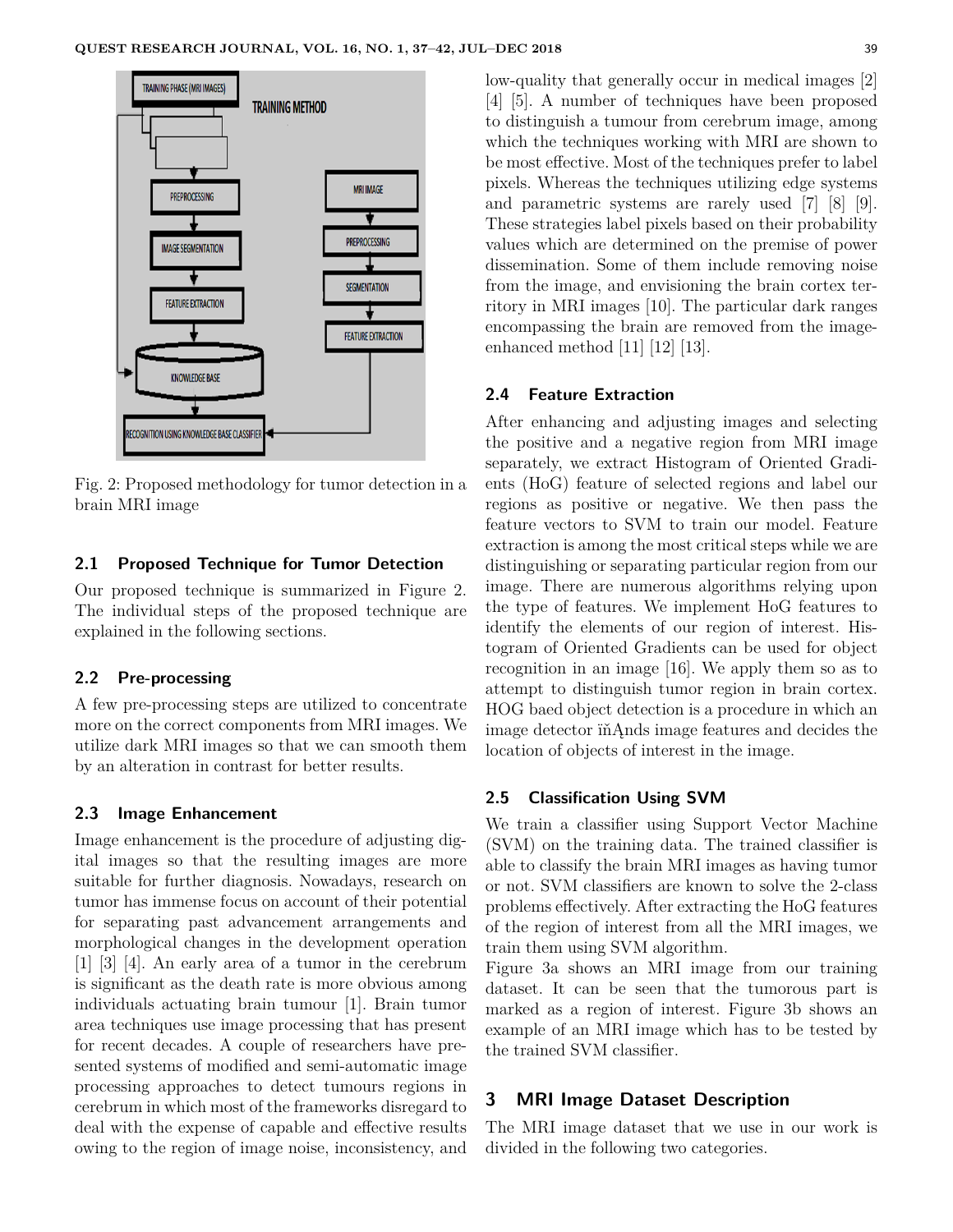Fig. 2: Proposed methodology for tumor detection in a brain MRI image

### 2.1 Proposed Technique for Tumor Detection

Our proposed technique is summarized in Figure 2. The individual steps of the proposed technique are explained in the following sections.

### 2.2 Pre-processing

A few pre-processing steps are utilized to concentrate more on the correct components from MRI images. We utilize dark MRI images so that we can smooth them by an alteration in contrast for better results.

### 2.3 Image Enhancement

Image enhancement is the procedure of adjusting digital images so that the resulting images are more suitable for further diagnosis. Nowadays, research on tumor has immense focus on account of their potential for separating past advancement arrangements and morphological changes in the development operation [1] [3] [4]. An early area of a tumor in the cerebrum is significant as the death rate is more obvious among individuals actuating brain tumour [1]. Brain tumor area techniques use image processing that has present for recent decades. A couple of researchers have presented systems of modified and semi-automatic image processing approaches to detect tumours regions in cerebrum in which most of the frameworks disregard to deal with the expense of capable and effective results owing to the region of image noise, inconsistency, and low-quality that generally occur in medical images [2] [4] [5]. A number of techniques have been proposed to distinguish a tumour from cerebrum image, among which the techniques working with MRI are shown to be most effective. Most of the techniques prefer to label pixels. Whereas the techniques utilizing edge systems and parametric systems are rarely used [7] [8] [9]. These strategies label pixels based on their probability values which are determined on the premise of power dissemination. Some of them include removing noise from the image, and envisioning the brain cortex territory in MRI images [10]. The particular dark ranges encompassing the brain are removed from the image-enhanced method [11] [12] [13].

### 2.4 Feature Extraction

After enhancing and adjusting images and selecting the positive and a negative region from MRI image separately, we extract Histogram of Oriented Gradients (HoG) feature of selected regions and label our regions as positive or negative. We then pass the feature vectors to SVM to train our model. Feature extraction is among the most critical steps while we are distinguishing or separating particular region from our image. There are numerous algorithms relying upon the type of features. We implement HoG features to identify the elements of our region of interest. Histogram of Oriented Gradients can be used for object recognition in an image [16]. We apply them so as to attempt to distinguish tumor region in brain cortex. HOG baed object detection is a procedure in which an image detector ïňĄnds image features and decides the location of objects of interest in the image.

### 2.5 Classification Using SVM

We train a classifier using Support Vector Machine (SVM) on the training data. The trained classifier is able to classify the brain MRI images as having tumor or not. SVM classifiers are known to solve the 2-class problems effectively. After extracting the HoG features of the region of interest from all the MRI images, we train them using SVM algorithm.

Figure 3a shows an MRI image from our training dataset. It can be seen that the tumorous part is marked as a region of interest. Figure 3b shows an example of an MRI image which has to be tested by the trained SVM classifier.

## 3 MRI Image Dataset Description

The MRI image dataset that we use in our work is divided in the following two categories.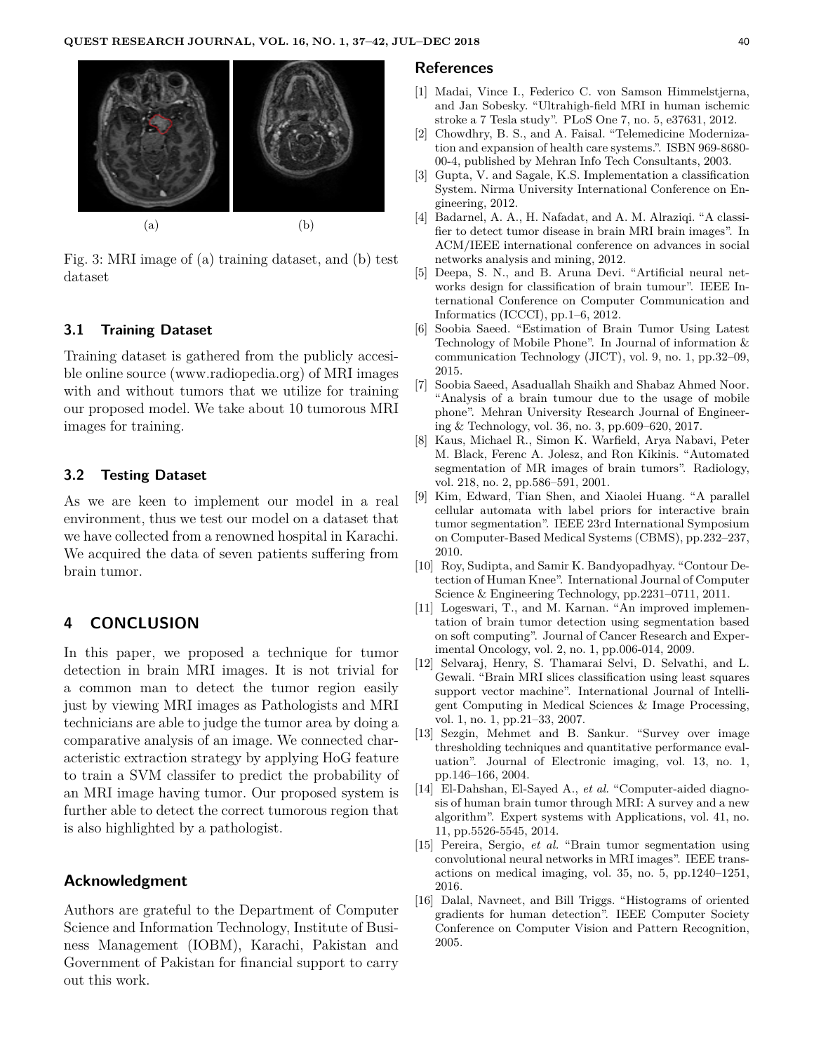(a) (b)

Fig. 3: MRI image of (a) training dataset, and (b) test dataset

### 3.1 Training Dataset

Training dataset is gathered from the publicly accesible online source (www.radiopedia.org) of MRI images with and without tumors that we utilize for training our proposed model. We take about 10 tumorous MRI images for training.

### 3.2 Testing Dataset

As we are keen to implement our model in a real environment, thus we test our model on a dataset that we have collected from a renowned hospital in Karachi. We acquired the data of seven patients suffering from brain tumor.

## 4 CONCLUSION

In this paper, we proposed a technique for tumor detection in brain MRI images. It is not trivial for a common man to detect the tumor region easily just by viewing MRI images as Pathologists and MRI technicians are able to judge the tumor area by doing a comparative analysis of an image. We connected characteristic extraction strategy by applying HoG feature to train a SVM classifer to predict the probability of an MRI image having tumor. Our proposed system is further able to detect the correct tumorous region that is also highlighted by a pathologist.

### Acknowledgment

Authors are grateful to the Department of Computer Science and Information Technology, Institute of Business Management (IOBM), Karachi, Pakistan and Government of Pakistan for financial support to carry out this work.

### References

[1] Madai, Vince I., Federico C. von Samson Himmelstjerna, and Jan Sobesky. "Ultrahigh-field MRI in human ischemic stroke a 7 Tesla study". PLoS One 7, no. 5, e37631, 2012.

[2] Chowdhry, B. S., and A. Faisal. "Telemedicine Modernization and expansion of health care systems.". ISBN 969-8680-00-4, published by Mehran Info Tech Consultants, 2003.

[3] Gupta, V. and Sagale, K.S. Implementation a classification System. Nirma University International Conference on Engineering, 2012.

[4] Badarnel, A. A., H. Nafadat, and A. M. Alraziqi. "A classifier to detect tumor disease in brain MRI brain images". In ACM/IEEE international conference on advances in social networks analysis and mining, 2012.

[5] Deepa, S. N., and B. Aruna Devi. "Artificial neural networks design for classification of brain tumour". IEEE International Conference on Computer Communication and Informatics (ICCCI), pp.1–6, 2012.

[6] Soobia Saeed. "Estimation of Brain Tumor Using Latest Technology of Mobile Phone". In Journal of information & communication Technology (JICT), vol. 9, no. 1, pp.32–09, 2015.

[7] Soobia Saeed, Asaduallah Shaikh and Shabaz Ahmed Noor. "Analysis of a brain tumour due to the usage of mobile phone". Mehran University Research Journal of Engineering & Technology, vol. 36, no. 3, pp.609–620, 2017.

[8] Kaus, Michael R., Simon K. Warfield, Arya Nabavi, Peter M. Black, Ferenc A. Jolesz, and Ron Kikinis. "Automated segmentation of MR images of brain tumors". Radiology, vol. 218, no. 2, pp.586–591, 2001.

[9] Kim, Edward, Tian Shen, and Xiaolei Huang. "A parallel cellular automata with label priors for interactive brain tumor segmentation". IEEE 23rd International Symposium on Computer-Based Medical Systems (CBMS), pp.232–237, 2010.

[10] Roy, Sudipta, and Samir K. Bandyopadhyay. "Contour Detection of Human Knee". International Journal of Computer Science & Engineering Technology, pp.2231–0711, 2011.

[11] Logeswari, T., and M. Karnan. "An improved implementation of brain tumor detection using segmentation based on soft computing". Journal of Cancer Research and Experimental Oncology, vol. 2, no. 1, pp.006-014, 2009.

[12] Selvaraj, Henry, S. Thamarai Selvi, D. Selvathi, and L. Gewali. "Brain MRI slices classification using least squares support vector machine". International Journal of Intelligent Computing in Medical Sciences & Image Processing, vol. 1, no. 1, pp.21–33, 2007.

[13] Sezgin, Mehmet and B. Sankur. "Survey over image thresholding techniques and quantitative performance evaluation". Journal of Electronic imaging, vol. 13, no. 1, pp.146–166, 2004.

[14] El-Dahshan, El-Sayed A., *et al.* "Computer-aided diagnosis of human brain tumor through MRI: A survey and a new algorithm". Expert systems with Applications, vol. 41, no. 11, pp.5526-5545, 2014.

[15] Pereira, Sergio, *et al.* "Brain tumor segmentation using convolutional neural networks in MRI images". IEEE transactions on medical imaging, vol. 35, no. 5, pp.1240–1251, 2016.

[16] Dalal, Navneet, and Bill Triggs. "Histograms of oriented gradients for human detection". IEEE Computer Society Conference on Computer Vision and Pattern Recognition, 2005.